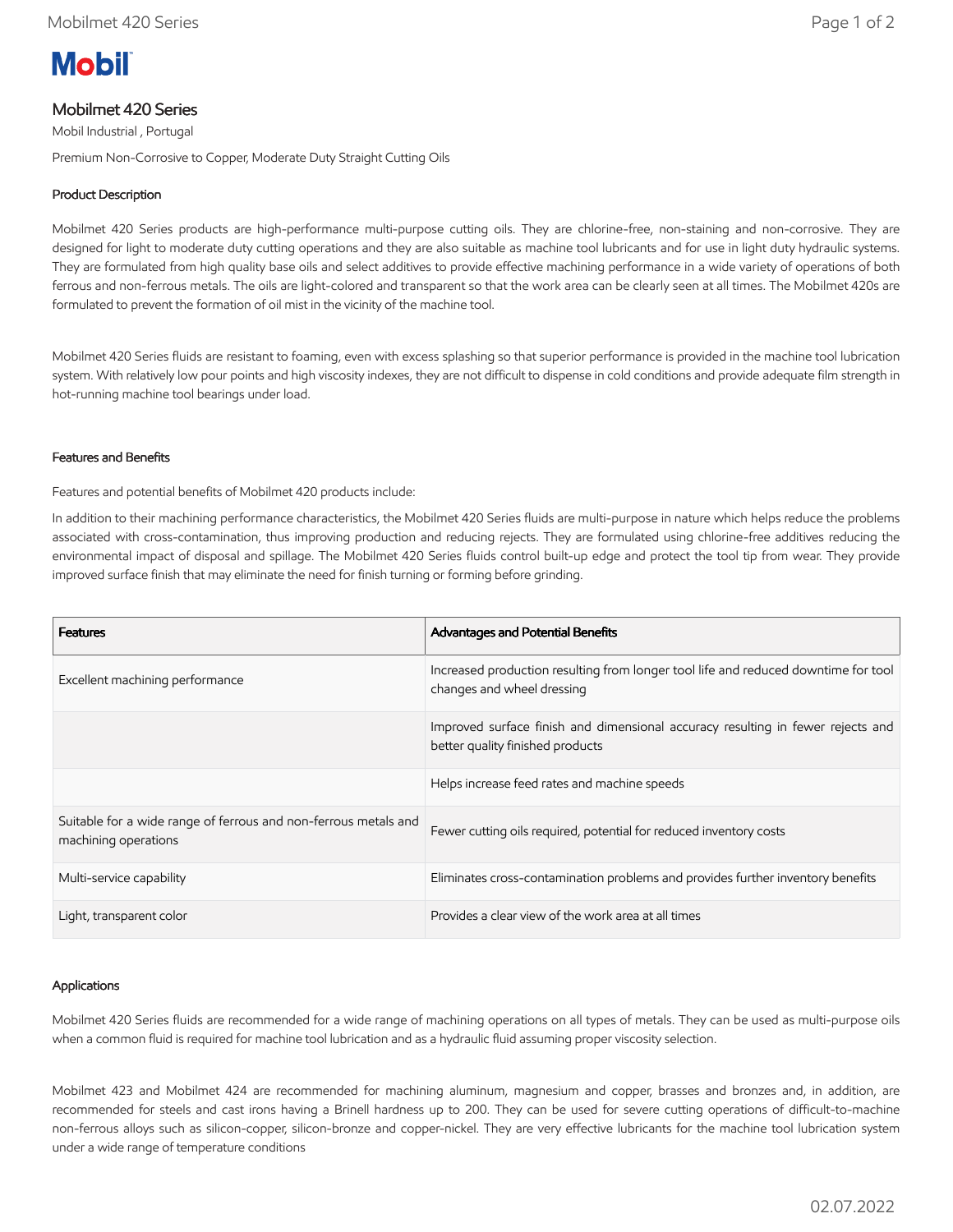Mobil

# Mobilmet 420 Series

Mobil Industrial , Portugal

Premium Non-Corrosive to Copper, Moderate Duty Straight Cutting Oils

## Product Description

Mobilmet 420 Series products are high-performance multi-purpose cutting oils. They are chlorine-free, non-staining and non-corrosive. They are designed for light to moderate duty cutting operations and they are also suitable as machine tool lubricants and for use in light duty hydraulic systems. They are formulated from high quality base oils and select additives to provide effective machining performance in a wide variety of operations of both ferrous and non-ferrous metals. The oils are light-colored and transparent so that the work area can be clearly seen at all times. The Mobilmet 420s are formulated to prevent the formation of oil mist in the vicinity of the machine tool.

Mobilmet 420 Series fluids are resistant to foaming, even with excess splashing so that superior performance is provided in the machine tool lubrication system. With relatively low pour points and high viscosity indexes, they are not difficult to dispense in cold conditions and provide adequate film strength in hot-running machine tool bearings under load.

## Features and Benefits

Features and potential benefits of Mobilmet 420 products include:

In addition to their machining performance characteristics, the Mobilmet 420 Series fluids are multi-purpose in nature which helps reduce the problems associated with cross-contamination, thus improving production and reducing rejects. They are formulated using chlorine-free additives reducing the environmental impact of disposal and spillage. The Mobilmet 420 Series fluids control built-up edge and protect the tool tip from wear. They provide improved surface finish that may eliminate the need for finish turning or forming before grinding.

| Features | Advantages and Potential Benefits |
|---|---|
| Excellent machining performance | Increased production resulting from longer tool life and reduced downtime for tool changes and wheel dressing |
| | Improved surface finish and dimensional accuracy resulting in fewer rejects and better quality finished products |
| | Helps increase feed rates and machine speeds |
| Suitable for a wide range of ferrous and non-ferrous metals and machining operations | Fewer cutting oils required, potential for reduced inventory costs |
| Multi-service capability | Eliminates cross-contamination problems and provides further inventory benefits |
| Light, transparent color | Provides a clear view of the work area at all times |

## Applications

Mobilmet 420 Series fluids are recommended for a wide range of machining operations on all types of metals. They can be used as multi-purpose oils when a common fluid is required for machine tool lubrication and as a hydraulic fluid assuming proper viscosity selection.

Mobilmet 423 and Mobilmet 424 are recommended for machining aluminum, magnesium and copper, brasses and bronzes and, in addition, are recommended for steels and cast irons having a Brinell hardness up to 200. They can be used for severe cutting operations of difficult-to-machine non-ferrous alloys such as silicon-copper, silicon-bronze and copper-nickel. They are very effective lubricants for the machine tool lubrication system under a wide range of temperature conditions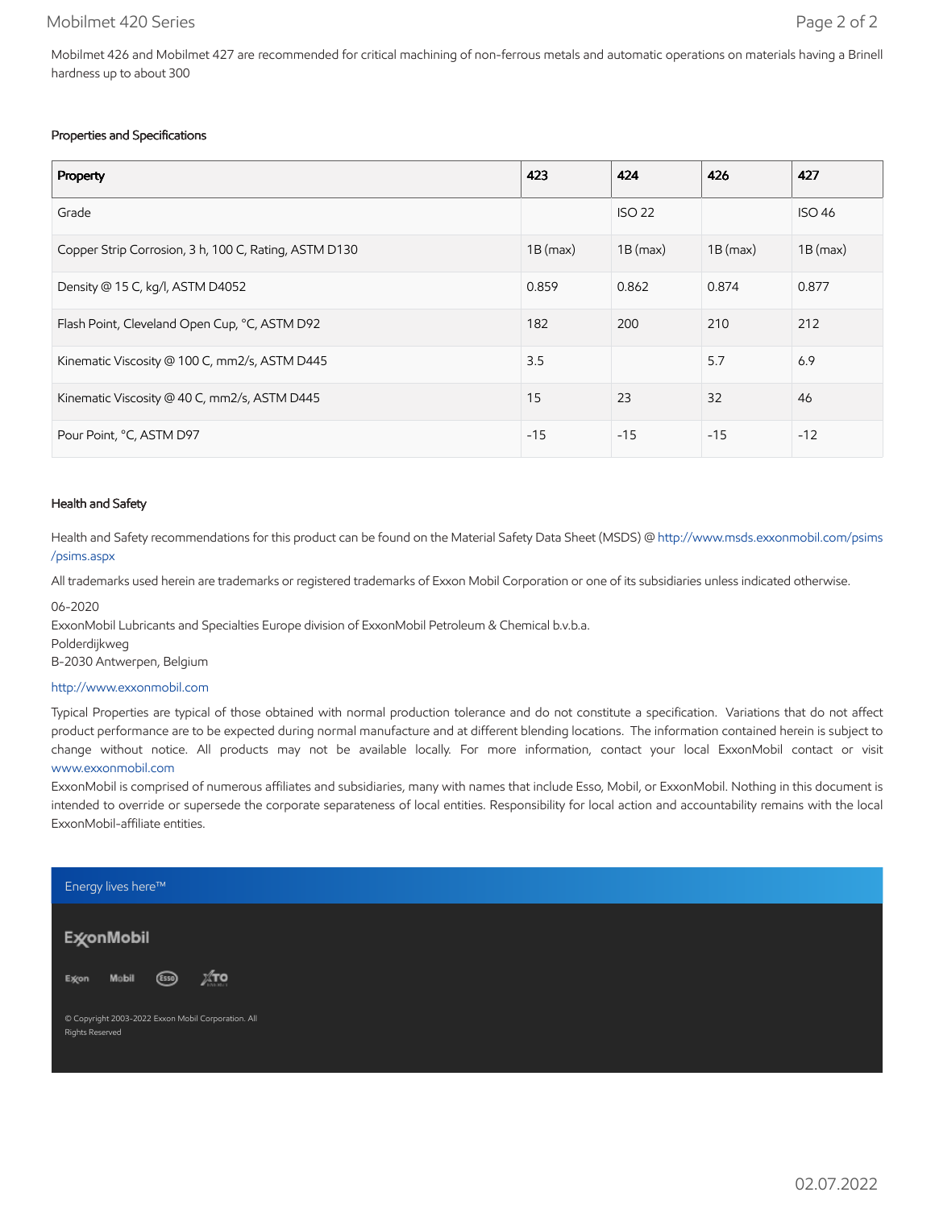Mobilmet 426 and Mobilmet 427 are recommended for critical machining of non-ferrous metals and automatic operations on materials having a Brinell hardness up to about 300

### Properties and Specifications

| Property | 423 | 424 | 426 | 427 |
|---|---|---|---|---|
| Grade | | ISO 22 | | ISO 46 |
| Copper Strip Corrosion, 3 h, 100 C, Rating, ASTM D130 | 1B (max) | 1B (max) | 1B (max) | 1B (max) |
| Density @ 15 C, kg/l, ASTM D4052 | 0.859 | 0.862 | 0.874 | 0.877 |
| Flash Point, Cleveland Open Cup, °C, ASTM D92 | 182 | 200 | 210 | 212 |
| Kinematic Viscosity @ 100 C, mm2/s, ASTM D445 | 3.5 | | 5.7 | 6.9 |
| Kinematic Viscosity @ 40 C, mm2/s, ASTM D445 | 15 | 23 | 32 | 46 |
| Pour Point, °C, ASTM D97 | -15 | -15 | -15 | -12 |

### Health and Safety

Health and Safety recommendations for this product can be found on the Material Safety Data Sheet (MSDS) @ http://www.msds.exxonmobil.com/psims/psims.aspx

All trademarks used herein are trademarks or registered trademarks of Exxon Mobil Corporation or one of its subsidiaries unless indicated otherwise.

06-2020
ExxonMobil Lubricants and Specialties Europe division of ExxonMobil Petroleum & Chemical b.v.b.a.
Polderdijkweg
B-2030 Antwerpen, Belgium

http://www.exxonmobil.com

Typical Properties are typical of those obtained with normal production tolerance and do not constitute a specification. Variations that do not affect product performance are to be expected during normal manufacture and at different blending locations. The information contained herein is subject to change without notice. All products may not be available locally. For more information, contact your local ExxonMobil contact or visit www.exxonmobil.com

ExxonMobil is comprised of numerous affiliates and subsidiaries, many with names that include Esso, Mobil, or ExxonMobil. Nothing in this document is intended to override or supersede the corporate separateness of local entities. Responsibility for local action and accountability remains with the local ExxonMobil-affiliate entities.

Energy lives here™

ExxonMobil

Exxon Mobil Esso XTO

© Copyright 2003-2022 Exxon Mobil Corporation. All Rights Reserved

02.07.2022